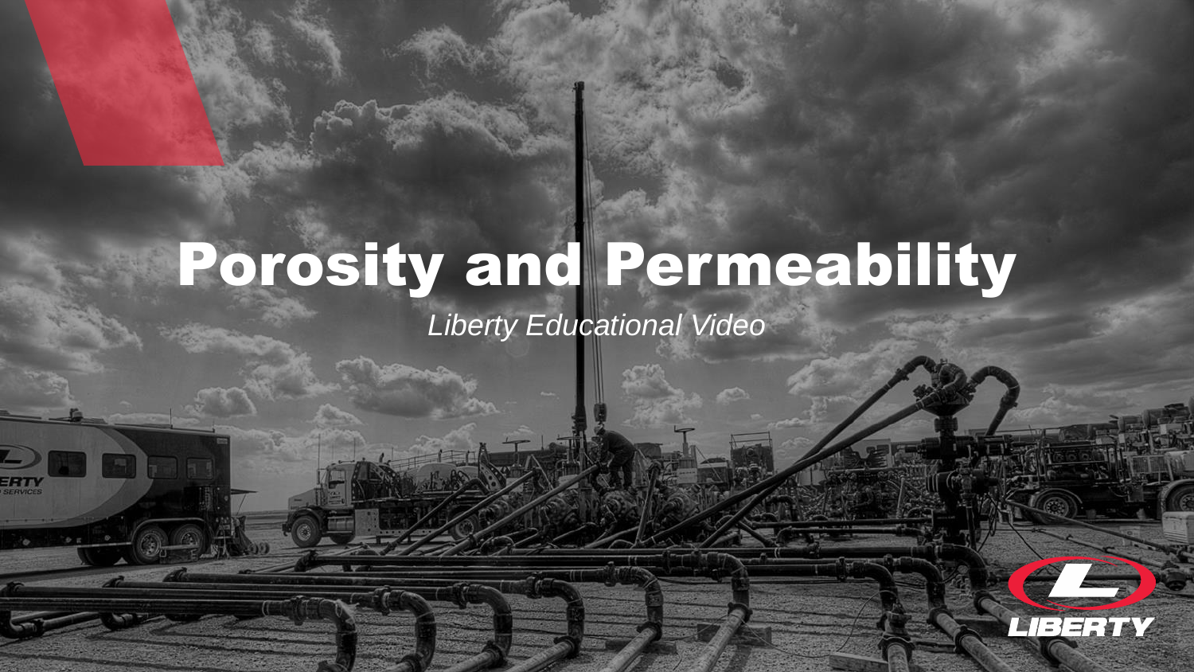# Porosity and Permeability

*Liberty Educational Video*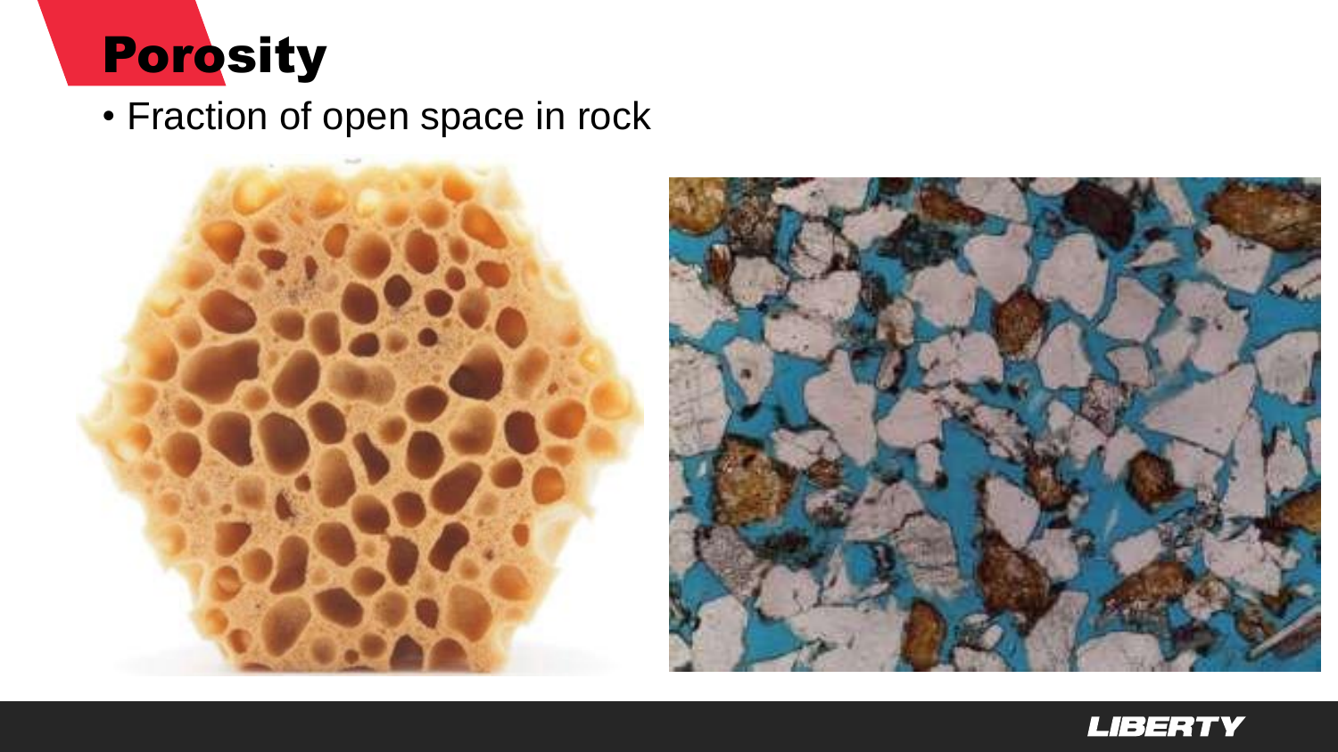# Porosity

- Fraction of open space in rock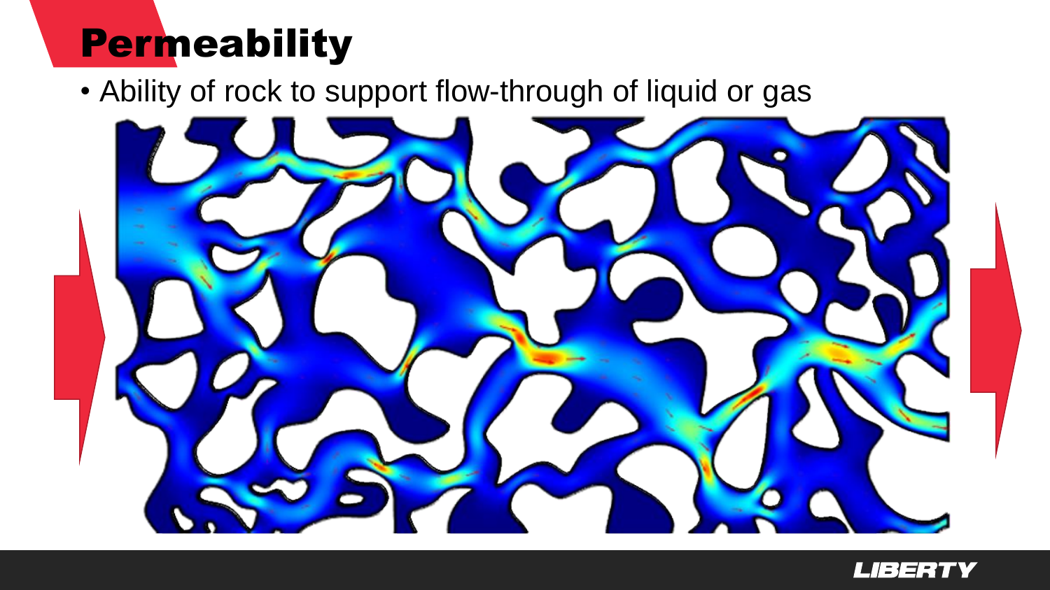# Permeability

- Ability of rock to support flow-through of liquid or gas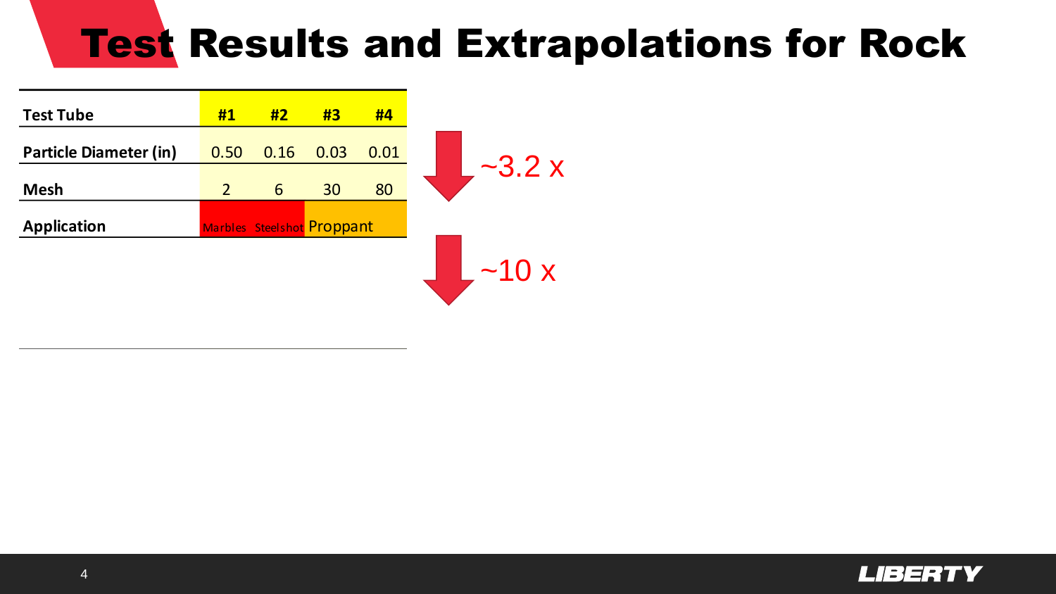# Test Results and Extrapolations for Rock

| Test Tube | #1 | #2 | #3 | #4 |
|---|---|---|---|---|
| Particle Diameter (in) | 0.50 | 0.16 | 0.03 | 0.01 |
| Mesh | 2 | 6 | 30 | 80 |
| Application | Marbles | Steelshot | Proppant | |

~3.2 x

~10 x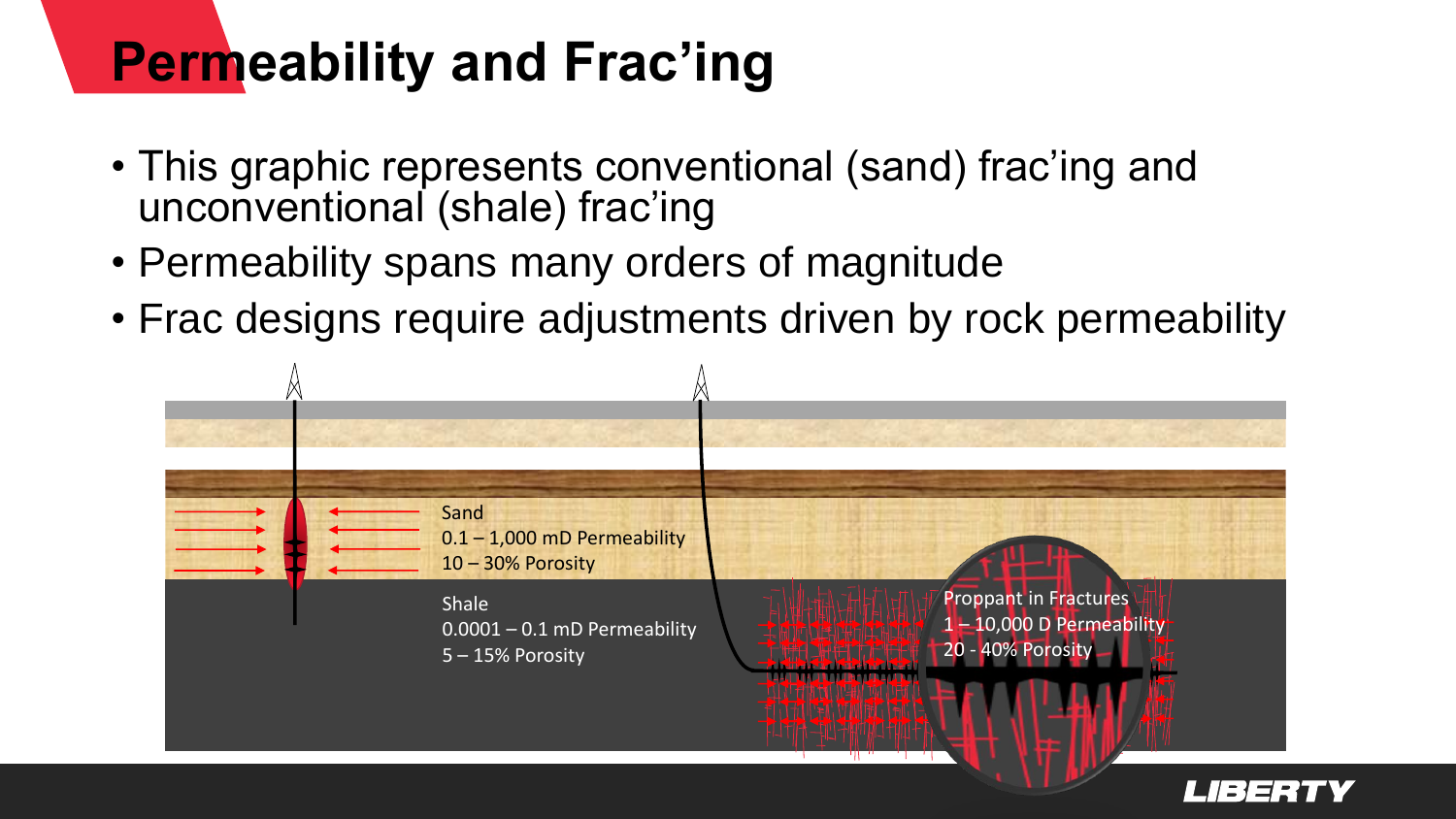# Permeability and Frac'ing

- This graphic represents conventional (sand) frac'ing and unconventional (shale) frac'ing
- Permeability spans many orders of magnitude
- Frac designs require adjustments driven by rock permeability

Sand
0.1 – 1,000 mD Permeability
10 – 30% Porosity

Shale
0.0001 – 0.1 mD Permeability
5 – 15% Porosity

Proppant in Fractures
1 – 10,000 D Permeability
20 - 40% Porosity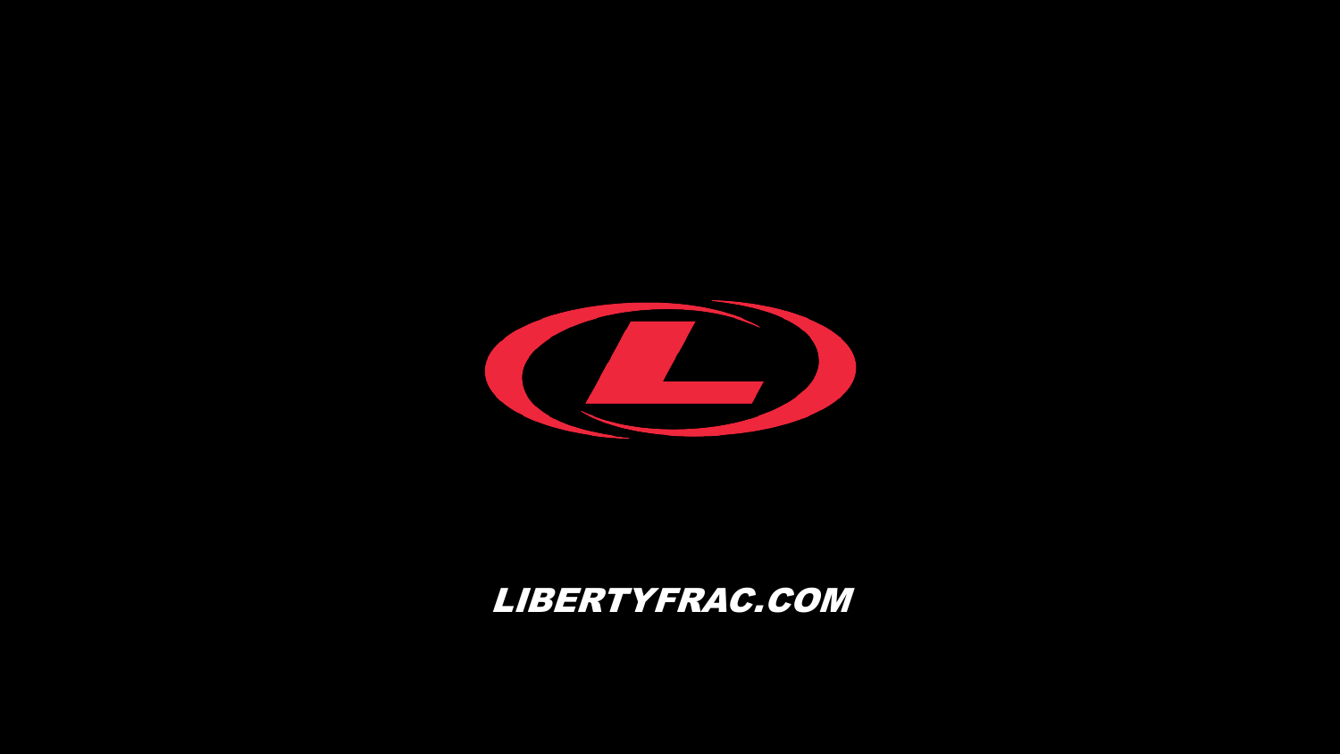LIBERTYFRAC.COM